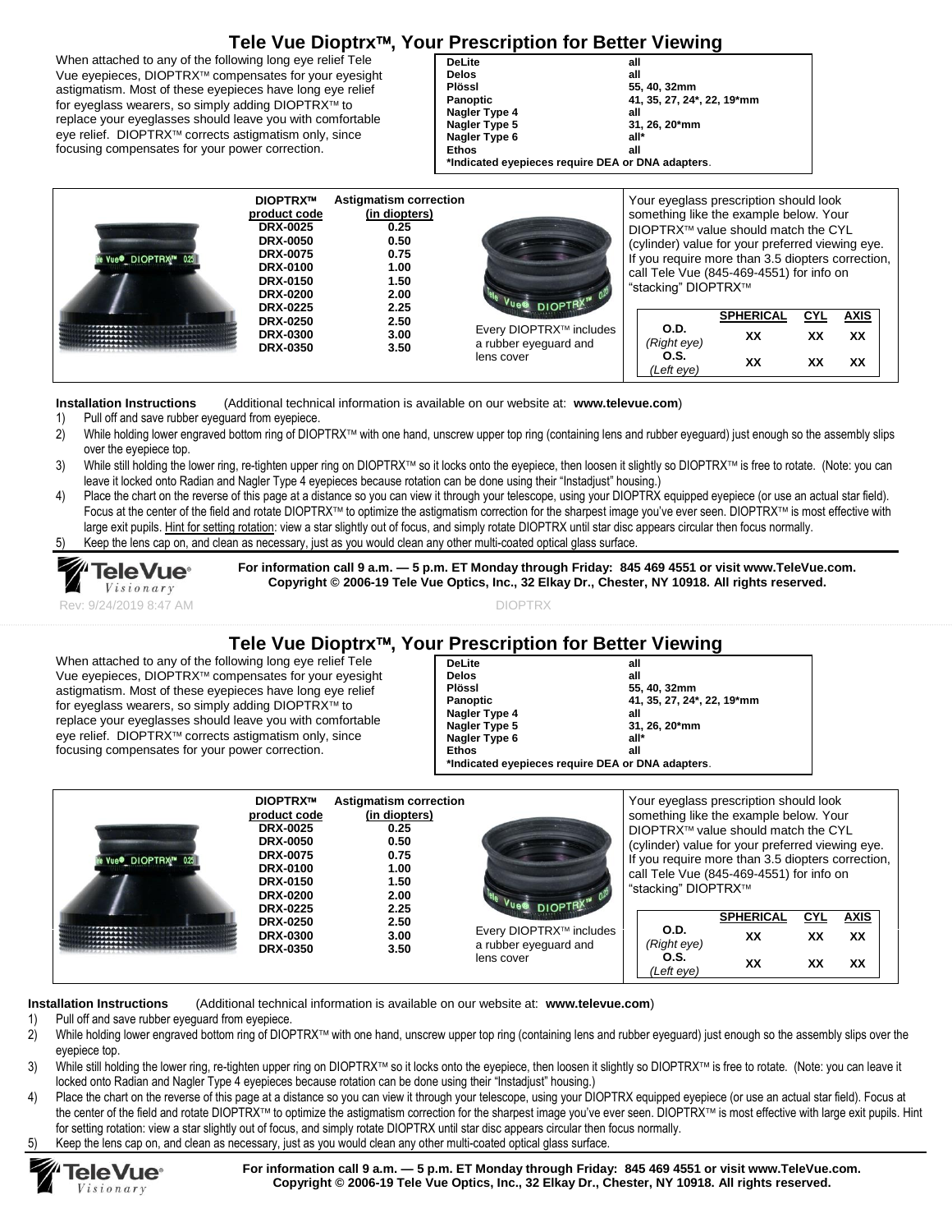# Tele Vue Dioptrx™, Your Prescription for Better Viewing

When attached to any of the following long eye relief Tele Vue eyepieces, DIOPTRX™ compensates for your eyesight astigmatism. Most of these eyepieces have long eye relief for eyeglass wearers, so simply adding DIOPTRX™ to replace your eyeglasses should leave you with comfortable eye relief. DIOPTRX™ corrects astigmatism only, since focusing compensates for your power correction.

| | |
|---|---|
| **DeLite** | **all** |
| **Delos** | **all** |
| **Plössl** | **55, 40, 32mm** |
| **Panoptic** | **41, 35, 27, 24*, 22, 19*mm** |
| **Nagler Type 4** | **all** |
| **Nagler Type 5** | **31, 26, 20*mm** |
| **Nagler Type 6** | **all*** |
| **Ethos** | **all** |

***Indicated eyepieces require DEA or DNA adapters**.

| **DIOPTRX™ product code** | **Astigmatism correction (in diopters)** |
|---|---|
| **DRX-0025** | **0.25** |
| **DRX-0050** | **0.50** |
| **DRX-0075** | **0.75** |
| **DRX-0100** | **1.00** |
| **DRX-0150** | **1.50** |
| **DRX-0200** | **2.00** |
| **DRX-0225** | **2.25** |
| **DRX-0250** | **2.50** |
| **DRX-0300** | **3.00** |
| **DRX-0350** | **3.50** |

Every DIOPTRX™ includes a rubber eyeguard and lens cover

Your eyeglass prescription should look something like the example below. Your DIOPTRX™ value should match the CYL (cylinder) value for your preferred viewing eye. If you require more than 3.5 diopters correction, call Tele Vue (845-469-4551) for info on "stacking" DIOPTRX™

| | **SPHERICAL** | **CYL** | **AXIS** |
|---|---|---|---|
| **O.D.** *(Right eye)* | **XX** | **XX** | **XX** |
| **O.S.** *(Left eye)* | **XX** | **XX** | **XX** |

**Installation Instructions** (Additional technical information is available on our website at: **www.televue.com**)

1) Pull off and save rubber eyeguard from eyepiece.
2) While holding lower engraved bottom ring of DIOPTRX™ with one hand, unscrew upper top ring (containing lens and rubber eyeguard) just enough so the assembly slips over the eyepiece top.
3) While still holding the lower ring, re-tighten upper ring on DIOPTRX™ so it locks onto the eyepiece, then loosen it slightly so DIOPTRX™ is free to rotate. (Note: you can leave it locked onto Radian and Nagler Type 4 eyepieces because rotation can be done using their "Instadjust" housing.)
4) Place the chart on the reverse of this page at a distance so you can view it through your telescope, using your DIOPTRX equipped eyepiece (or use an actual star field). Focus at the center of the field and rotate DIOPTRX™ to optimize the astigmatism correction for the sharpest image you've ever seen. DIOPTRX™ is most effective with large exit pupils. Hint for setting rotation: view a star slightly out of focus, and simply rotate DIOPTRX until star disc appears circular then focus normally.
5) Keep the lens cap on, and clean as necessary, just as you would clean any other multi-coated optical glass surface.

TeleVue® *Visionary*

**For information call 9 a.m. — 5 p.m. ET Monday through Friday: 845 469 4551 or visit www.TeleVue.com.**
**Copyright © 2006-19 Tele Vue Optics, Inc., 32 Elkay Dr., Chester, NY 10918. All rights reserved.**

Rev: 9/24/2019 8:47 AM DIOPTRX

# Tele Vue Dioptrx™, Your Prescription for Better Viewing

When attached to any of the following long eye relief Tele Vue eyepieces, DIOPTRX™ compensates for your eyesight astigmatism. Most of these eyepieces have long eye relief for eyeglass wearers, so simply adding DIOPTRX™ to replace your eyeglasses should leave you with comfortable eye relief. DIOPTRX™ corrects astigmatism only, since focusing compensates for your power correction.

| | |
|---|---|
| **DeLite** | **all** |
| **Delos** | **all** |
| **Plössl** | **55, 40, 32mm** |
| **Panoptic** | **41, 35, 27, 24*, 22, 19*mm** |
| **Nagler Type 4** | **all** |
| **Nagler Type 5** | **31, 26, 20*mm** |
| **Nagler Type 6** | **all*** |
| **Ethos** | **all** |

***Indicated eyepieces require DEA or DNA adapters**.

| **DIOPTRX™ product code** | **Astigmatism correction (in diopters)** |
|---|---|
| **DRX-0025** | **0.25** |
| **DRX-0050** | **0.50** |
| **DRX-0075** | **0.75** |
| **DRX-0100** | **1.00** |
| **DRX-0150** | **1.50** |
| **DRX-0200** | **2.00** |
| **DRX-0225** | **2.25** |
| **DRX-0250** | **2.50** |
| **DRX-0300** | **3.00** |
| **DRX-0350** | **3.50** |

Every DIOPTRX™ includes a rubber eyeguard and lens cover

Your eyeglass prescription should look something like the example below. Your DIOPTRX™ value should match the CYL (cylinder) value for your preferred viewing eye. If you require more than 3.5 diopters correction, call Tele Vue (845-469-4551) for info on "stacking" DIOPTRX™

| | **SPHERICAL** | **CYL** | **AXIS** |
|---|---|---|---|
| **O.D.** *(Right eye)* | **XX** | **XX** | **XX** |
| **O.S.** *(Left eye)* | **XX** | **XX** | **XX** |

**Installation Instructions** (Additional technical information is available on our website at: **www.televue.com**)

1) Pull off and save rubber eyeguard from eyepiece.
2) While holding lower engraved bottom ring of DIOPTRX™ with one hand, unscrew upper top ring (containing lens and rubber eyeguard) just enough so the assembly slips over the eyepiece top.
3) While still holding the lower ring, re-tighten upper ring on DIOPTRX™ so it locks onto the eyepiece, then loosen it slightly so DIOPTRX™ is free to rotate. (Note: you can leave it locked onto Radian and Nagler Type 4 eyepieces because rotation can be done using their "Instadjust" housing.)
4) Place the chart on the reverse of this page at a distance so you can view it through your telescope, using your DIOPTRX equipped eyepiece (or use an actual star field). Focus at the center of the field and rotate DIOPTRX™ to optimize the astigmatism correction for the sharpest image you've ever seen. DIOPTRX™ is most effective with large exit pupils. Hint for setting rotation: view a star slightly out of focus, and simply rotate DIOPTRX until star disc appears circular then focus normally.
5) Keep the lens cap on, and clean as necessary, just as you would clean any other multi-coated optical glass surface.

TeleVue® *Visionary*

**For information call 9 a.m. — 5 p.m. ET Monday through Friday: 845 469 4551 or visit www.TeleVue.com.**
**Copyright © 2006-19 Tele Vue Optics, Inc., 32 Elkay Dr., Chester, NY 10918. All rights reserved.**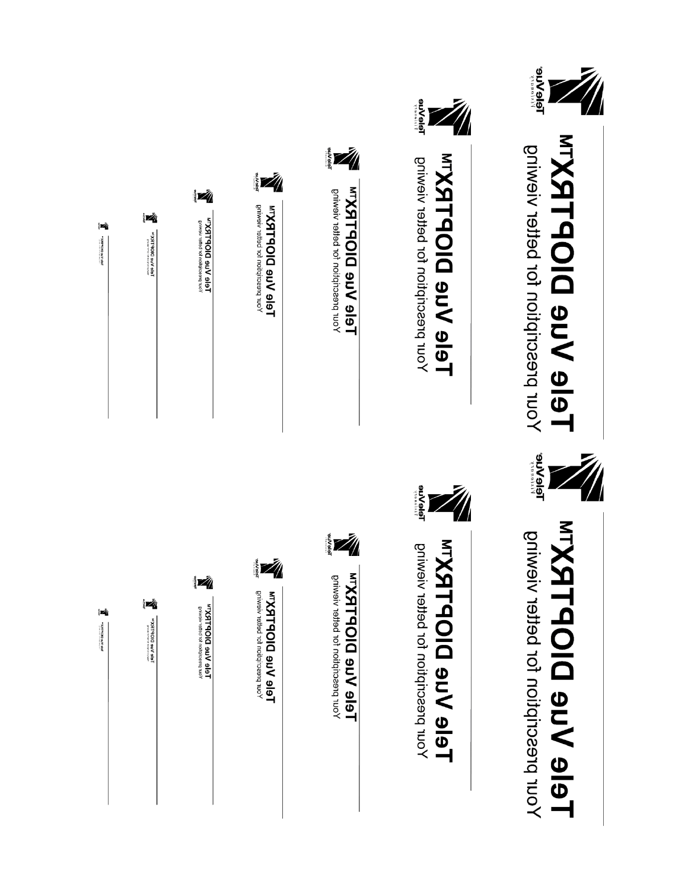Tele Vue DIOPTRX™
Your prescription for better viewing

TeleVue®

Tele Vue DIOPTRX™
Your prescription for better viewing

TeleVue®

Tele Vue DIOPTRX™
Your prescription for better viewing

TeleVue®

Tele Vue DIOPTRX™
Your prescription for better viewing

TeleVue®

Tele Vue DIOPTRX™
Your prescription for better viewing

TeleVue®

Tele Vue DIOPTRX™
Your prescription for better viewing

TeleVue®

Tele Vue DIOPTRX™
Your prescription for better viewing

TeleVue®

Tele Vue DIOPTRX™
Your prescription for better viewing

TeleVue®

Tele Vue DIOPTRX™
Your prescription for better viewing

TeleVue®

Tele Vue DIOPTRX™
Your prescription for better viewing

TeleVue®

Tele Vue DIOPTRX™
Your prescription for better viewing

TeleVue®

Tele Vue DIOPTRX™
Your prescription for better viewing

TeleVue®

Tele Vue DIOPTRX™
Your prescription for better viewing

TeleVue®

Tele Vue DIOPTRX™
Your prescription for better viewing

TeleVue®